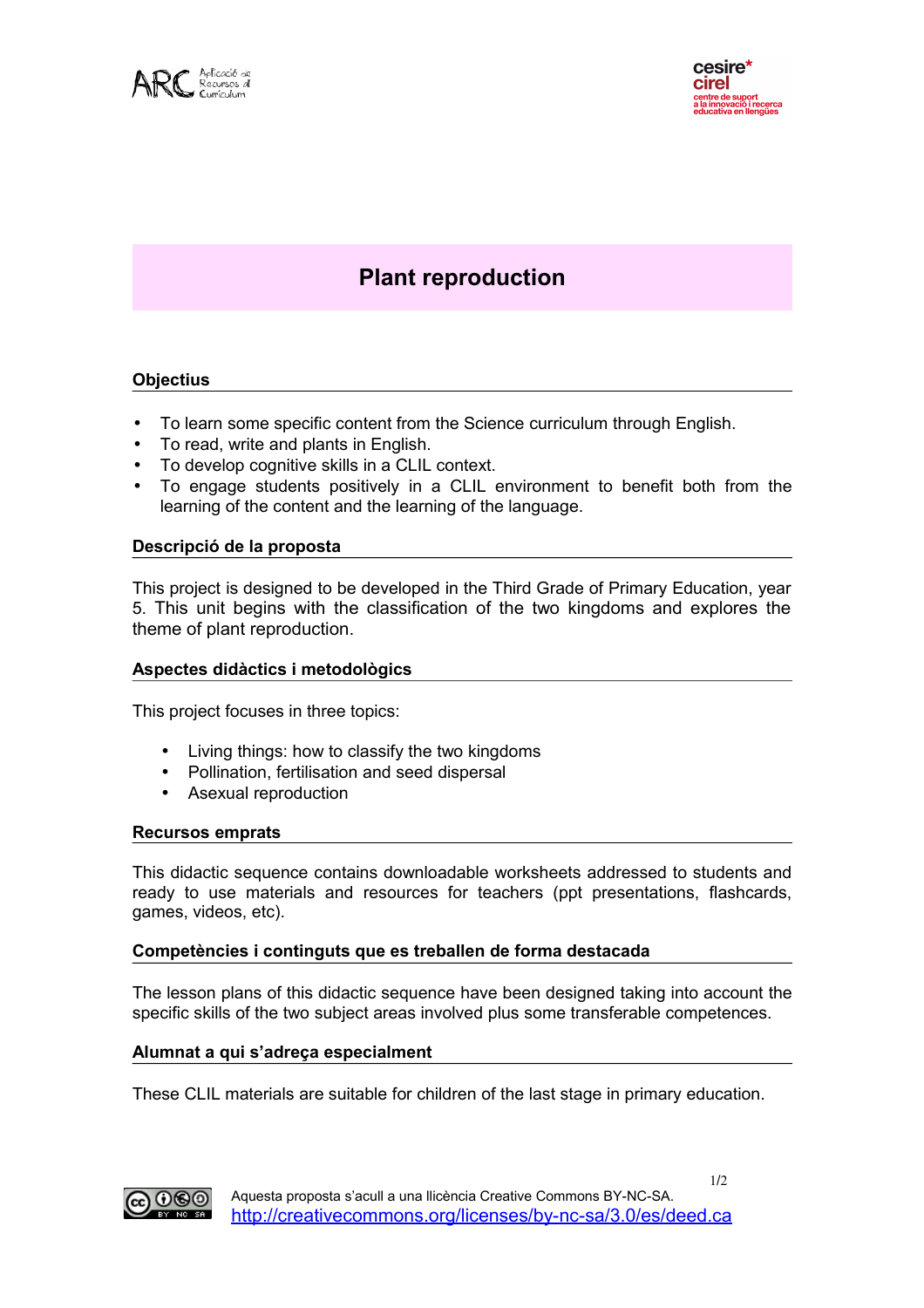# Plant reproduction

## Objectius

- To learn some specific content from the Science curriculum through English.
- To read, write and plants in English.
- To develop cognitive skills in a CLIL context.
- To engage students positively in a CLIL environment to benefit both from the learning of the content and the learning of the language.

## Descripció de la proposta

This project is designed to be developed in the Third Grade of Primary Education, year 5. This unit begins with the classification of the two kingdoms and explores the theme of plant reproduction.

## Aspectes didàctics i metodològics

This project focuses in three topics:

- Living things: how to classify the two kingdoms
- Pollination, fertilisation and seed dispersal
- Asexual reproduction

## Recursos emprats

This didactic sequence contains downloadable worksheets addressed to students and ready to use materials and resources for teachers (ppt presentations, flashcards, games, videos, etc).

## Competències i continguts que es treballen de forma destacada

The lesson plans of this didactic sequence have been designed taking into account the specific skills of the two subject areas involved plus some transferable competences.

## Alumnat a qui s'adreça especialment

These CLIL materials are suitable for children of the last stage in primary education.

Aquesta proposta s'acull a una llicència Creative Commons BY-NC-SA.
http://creativecommons.org/licenses/by-nc-sa/3.0/es/deed.ca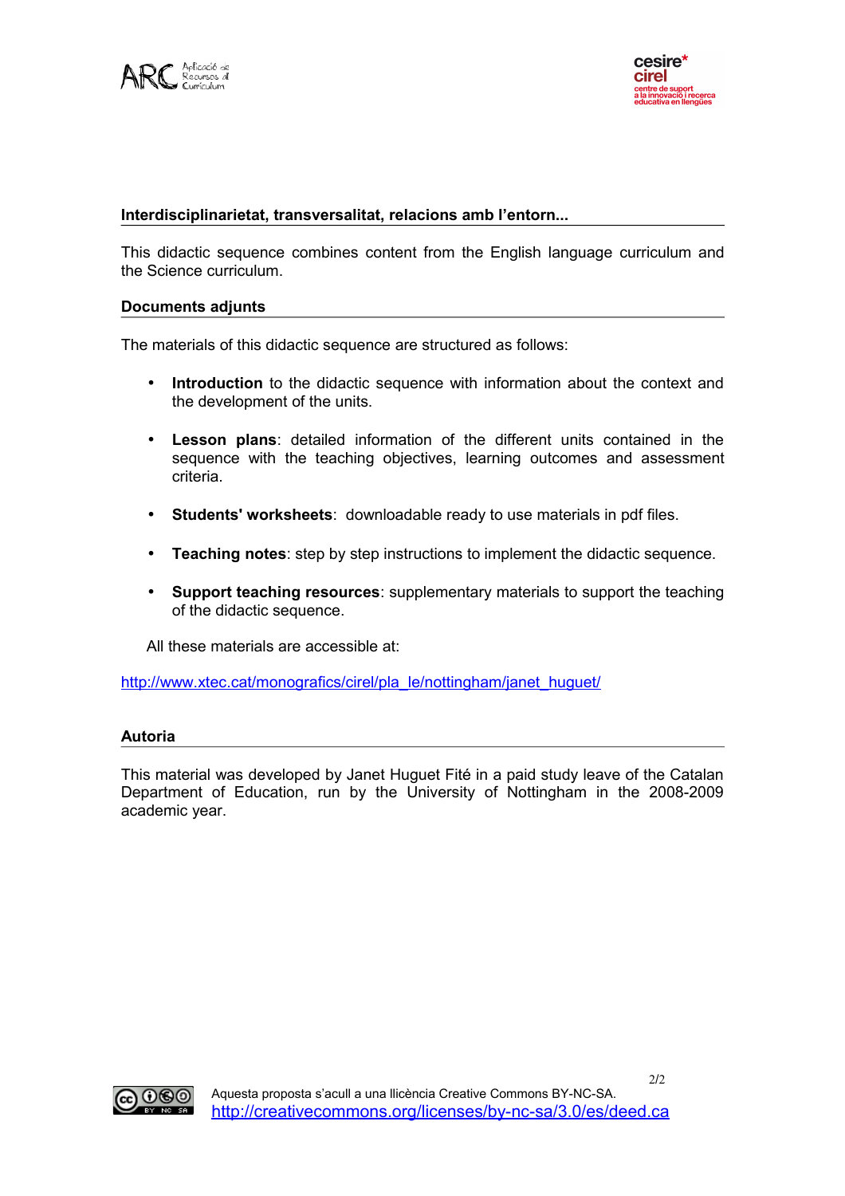### Interdisciplinarietat, transversalitat, relacions amb l'entorn...

This didactic sequence combines content from the English language curriculum and the Science curriculum.

### Documents adjunts

The materials of this didactic sequence are structured as follows:

- **Introduction** to the didactic sequence with information about the context and the development of the units.
- **Lesson plans**: detailed information of the different units contained in the sequence with the teaching objectives, learning outcomes and assessment criteria.
- **Students' worksheets**: downloadable ready to use materials in pdf files.
- **Teaching notes**: step by step instructions to implement the didactic sequence.
- **Support teaching resources**: supplementary materials to support the teaching of the didactic sequence.

All these materials are accessible at:

http://www.xtec.cat/monografics/cirel/pla_le/nottingham/janet_huguet/

### Autoria

This material was developed by Janet Huguet Fité in a paid study leave of the Catalan Department of Education, run by the University of Nottingham in the 2008-2009 academic year.

Aquesta proposta s'acull a una llicència Creative Commons BY-NC-SA.
http://creativecommons.org/licenses/by-nc-sa/3.0/es/deed.ca